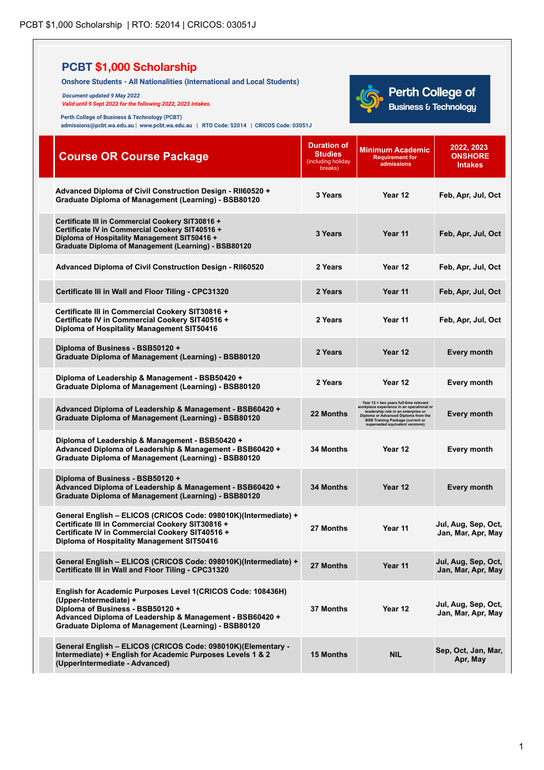# PCBT $1,000 Scholarship

**Onshore Students - All Nationalities (International and Local Students)**

*Document updated 9 May 2022*

*Valid until 9 Sept 2022 for the following 2022, 2023 intakes.*

Perth College of Business & Technology (PCBT)
admissions@pcbt.wa.edu.au | www.pcbt.wa.edu.au | RTO Code: 52014 | CRICOS Code: 03051J

Perth College of Business & Technology

| Course OR Course Package | Duration of Studies (including holiday breaks) | Minimum Academic Requirement for admissions | 2022, 2023 ONSHORE Intakes |
|---|---|---|---|
| Advanced Diploma of Civil Construction Design - RII60520 + Graduate Diploma of Management (Learning) - BSB80120 | 3 Years | Year 12 | Feb, Apr, Jul, Oct |
| Certificate III in Commercial Cookery SIT30816 + Certificate IV in Commercial Cookery SIT40516 + Diploma of Hospitality Management SIT50416 + Graduate Diploma of Management (Learning) - BSB80120 | 3 Years | Year 11 | Feb, Apr, Jul, Oct |
| Advanced Diploma of Civil Construction Design - RII60520 | 2 Years | Year 12 | Feb, Apr, Jul, Oct |
| Certificate III in Wall and Floor Tiling - CPC31320 | 2 Years | Year 11 | Feb, Apr, Jul, Oct |
| Certificate III in Commercial Cookery SIT30816 + Certificate IV in Commercial Cookery SIT40516 + Diploma of Hospitality Management SIT50416 | 2 Years | Year 11 | Feb, Apr, Jul, Oct |
| Diploma of Business - BSB50120 + Graduate Diploma of Management (Learning) - BSB80120 | 2 Years | Year 12 | Every month |
| Diploma of Leadership & Management - BSB50420 + Graduate Diploma of Management (Learning) - BSB80120 | 2 Years | Year 12 | Every month |
| Advanced Diploma of Leadership & Management - BSB60420 + Graduate Diploma of Management (Learning) - BSB80120 | 22 Months | Year 12 + two years full-time relevant workplace experience in an operational or leadership role in an enterprise or Diploma or Advanced Diploma from the BSB Training Package (current or superseded equivalent versions). | Every month |
| Diploma of Leadership & Management - BSB50420 + Advanced Diploma of Leadership & Management - BSB60420 + Graduate Diploma of Management (Learning) - BSB80120 | 34 Months | Year 12 | Every month |
| Diploma of Business - BSB50120 + Advanced Diploma of Leadership & Management - BSB60420 + Graduate Diploma of Management (Learning) - BSB80120 | 34 Months | Year 12 | Every month |
| General English – ELICOS (CRICOS Code: 098010K)(Intermediate) + Certificate III in Commercial Cookery SIT30816 + Certificate IV in Commercial Cookery SIT40516 + Diploma of Hospitality Management SIT50416 | 27 Months | Year 11 | Jul, Aug, Sep, Oct, Jan, Mar, Apr, May |
| General English – ELICOS (CRICOS Code: 098010K)(Intermediate) + Certificate III in Wall and Floor Tiling - CPC31320 | 27 Months | Year 11 | Jul, Aug, Sep, Oct, Jan, Mar, Apr, May |
| English for Academic Purposes Level 1(CRICOS Code: 108436H) (Upper-Intermediate) + Diploma of Business - BSB50120 + Advanced Diploma of Leadership & Management - BSB60420 + Graduate Diploma of Management (Learning) - BSB80120 | 37 Months | Year 12 | Jul, Aug, Sep, Oct, Jan, Mar, Apr, May |
| General English – ELICOS (CRICOS Code: 098010K)(Elementary - Intermediate) + English for Academic Purposes Levels 1 & 2 (UpperIntermediate - Advanced) | 15 Months | NIL | Sep, Oct, Jan, Mar, Apr, May |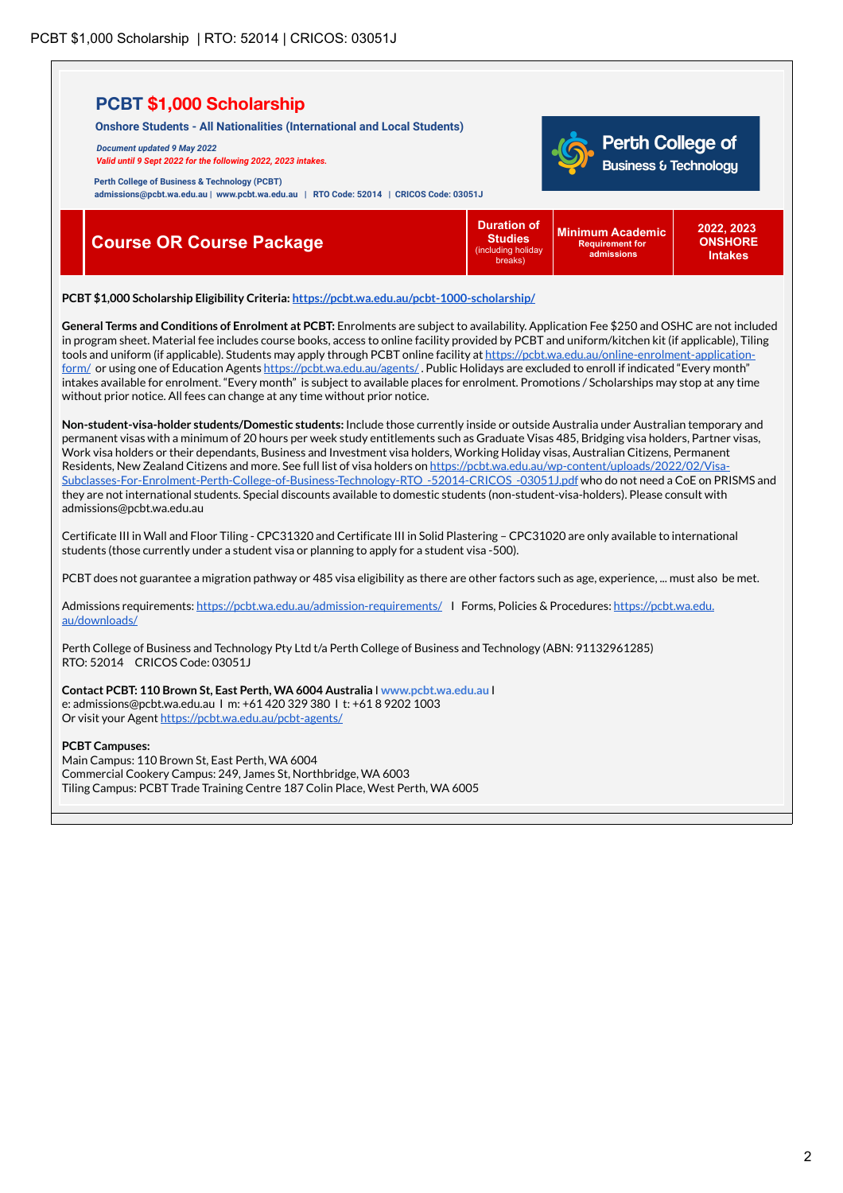# PCBT $1,000 Scholarship

**Onshore Students - All Nationalities (International and Local Students)**

*Document updated 9 May 2022*
*Valid until 9 Sept 2022 for the following 2022, 2023 intakes.*

**Perth College of Business & Technology (PCBT)**
**admissions@pcbt.wa.edu.au | www.pcbt.wa.edu.au | RTO Code: 52014 | CRICOS Code: 03051J**

Perth College of Business & Technology

| Course OR Course Package | Duration of Studies (including holiday breaks) | Minimum Academic Requirement for admissions | 2022, 2023 ONSHORE Intakes |
|---|---|---|---|

**PCBT $1,000 Scholarship Eligibility Criteria:** https://pcbt.wa.edu.au/pcbt-1000-scholarship/

**General Terms and Conditions of Enrolment at PCBT:** Enrolments are subject to availability. Application Fee $250 and OSHC are not included in program sheet. Material fee includes course books, access to online facility provided by PCBT and uniform/kitchen kit (if applicable), Tiling tools and uniform (if applicable). Students may apply through PCBT online facility at https://pcbt.wa.edu.au/online-enrolment-application-form/ or using one of Education Agents https://pcbt.wa.edu.au/agents/ . Public Holidays are excluded to enroll if indicated "Every month" intakes available for enrolment. "Every month" is subject to available places for enrolment. Promotions / Scholarships may stop at any time without prior notice. All fees can change at any time without prior notice.

**Non-student-visa-holder students/Domestic students:** Include those currently inside or outside Australia under Australian temporary and permanent visas with a minimum of 20 hours per week study entitlements such as Graduate Visas 485, Bridging visa holders, Partner visas, Work visa holders or their dependants, Business and Investment visa holders, Working Holiday visas, Australian Citizens, Permanent Residents, New Zealand Citizens and more. See full list of visa holders on https://pcbt.wa.edu.au/wp-content/uploads/2022/02/Visa-Subclasses-For-Enrolment-Perth-College-of-Business-Technology-RTO_-52014-CRICOS_-03051J.pdf who do not need a CoE on PRISMS and they are not international students. Special discounts available to domestic students (non-student-visa-holders). Please consult with admissions@pcbt.wa.edu.au

Certificate III in Wall and Floor Tiling - CPC31320 and Certificate III in Solid Plastering – CPC31020 are only available to international students (those currently under a student visa or planning to apply for a student visa -500).

PCBT does not guarantee a migration pathway or 485 visa eligibility as there are other factors such as age, experience, ... must also be met.

Admissions requirements: https://pcbt.wa.edu.au/admission-requirements/ I Forms, Policies & Procedures: https://pcbt.wa.edu.au/downloads/

Perth College of Business and Technology Pty Ltd t/a Perth College of Business and Technology (ABN: 91132961285)
RTO: 52014 CRICOS Code: 03051J

**Contact PCBT: 110 Brown St, East Perth, WA 6004 Australia** I www.pcbt.wa.edu.au I
e: admissions@pcbt.wa.edu.au I m: +61 420 329 380 I t: +61 8 9202 1003
Or visit your Agent https://pcbt.wa.edu.au/pcbt-agents/

**PCBT Campuses:**
Main Campus: 110 Brown St, East Perth, WA 6004
Commercial Cookery Campus: 249, James St, Northbridge, WA 6003
Tiling Campus: PCBT Trade Training Centre 187 Colin Place, West Perth, WA 6005